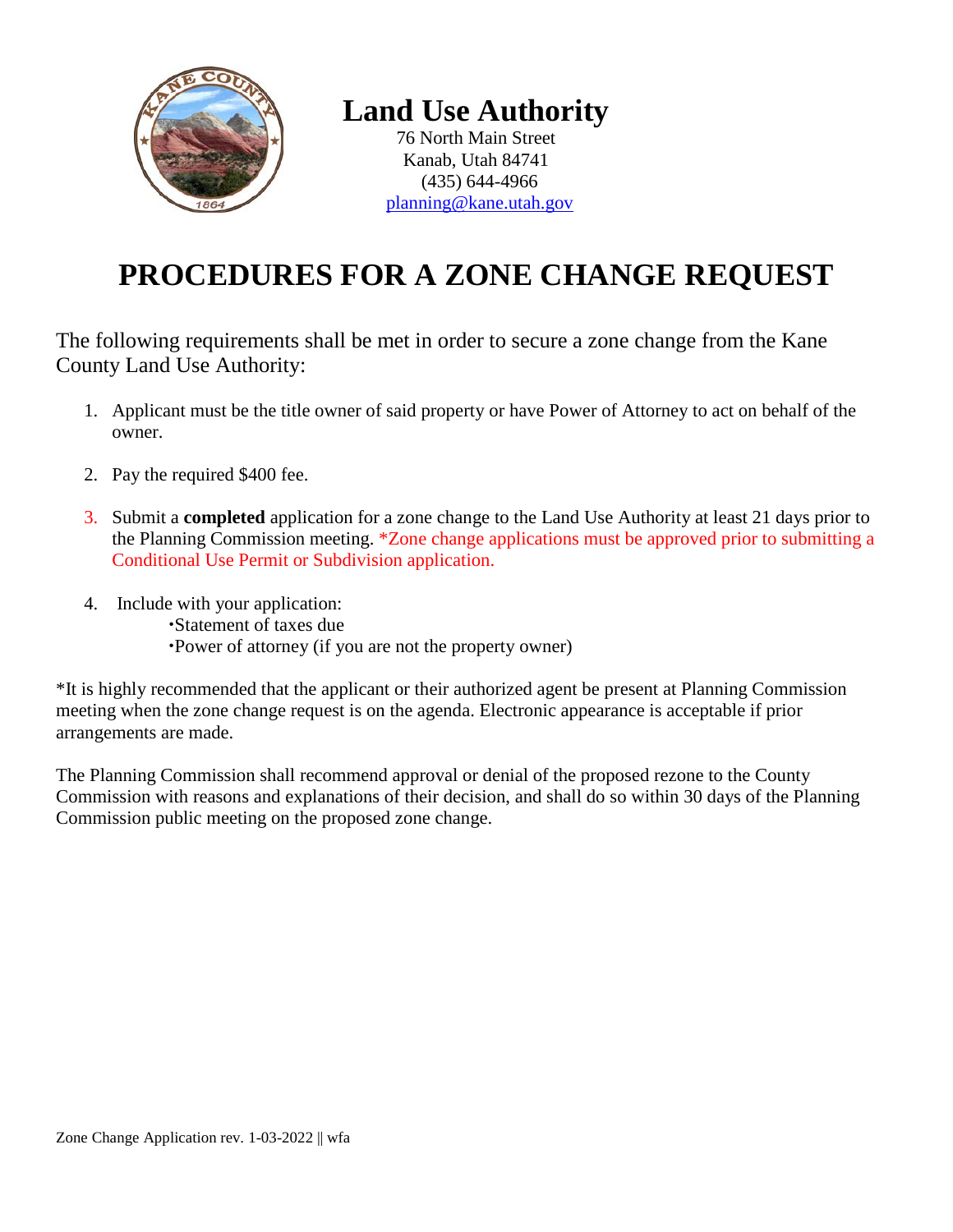# Land Use Authority

76 North Main Street
Kanab, Utah 84741
(435) 644-4966
planning@kane.utah.gov

# PROCEDURES FOR A ZONE CHANGE REQUEST

The following requirements shall be met in order to secure a zone change from the Kane County Land Use Authority:

1. Applicant must be the title owner of said property or have Power of Attorney to act on behalf of the owner.

2. Pay the required $400 fee.

3. Submit a **completed** application for a zone change to the Land Use Authority at least 21 days prior to the Planning Commission meeting. *Zone change applications must be approved prior to submitting a Conditional Use Permit or Subdivision application.

4. Include with your application:
   - Statement of taxes due
   - Power of attorney (if you are not the property owner)

*It is highly recommended that the applicant or their authorized agent be present at Planning Commission meeting when the zone change request is on the agenda. Electronic appearance is acceptable if prior arrangements are made.

The Planning Commission shall recommend approval or denial of the proposed rezone to the County Commission with reasons and explanations of their decision, and shall do so within 30 days of the Planning Commission public meeting on the proposed zone change.

Zone Change Application rev. 1-03-2022 || wfa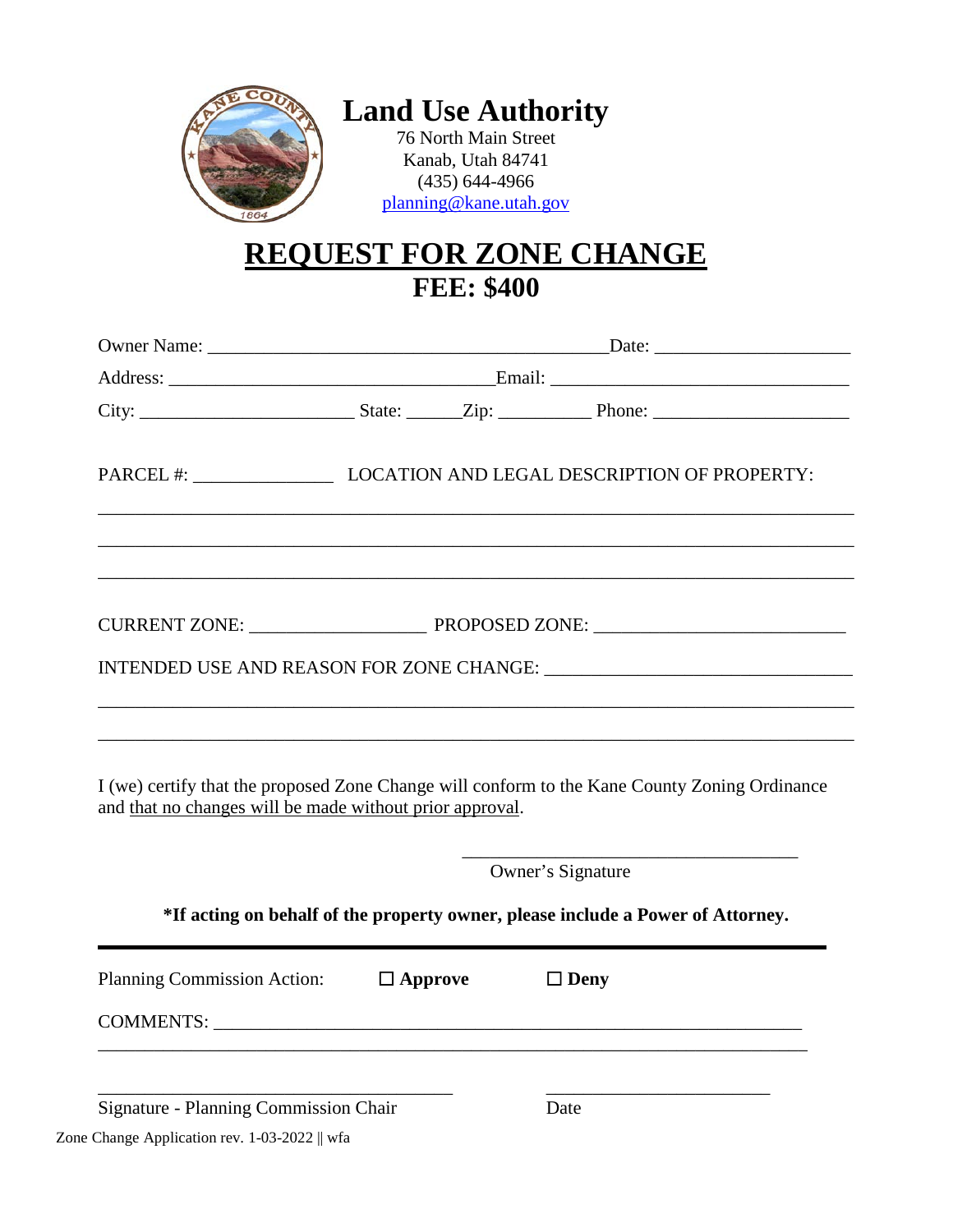# Land Use Authority

76 North Main Street
Kanab, Utah 84741
(435) 644-4966
planning@kane.utah.gov

## REQUEST FOR ZONE CHANGE

## FEE: $400

Owner Name: ____________________________________________ Date: _____________________

Address: ___________________________________ Email: ________________________________

City: _______________________ State: ______ Zip: __________ Phone: _____________________

PARCEL #: _______________ LOCATION AND LEGAL DESCRIPTION OF PROPERTY:

_____________________________________________________________________________

_____________________________________________________________________________

_____________________________________________________________________________

CURRENT ZONE: ___________________ PROPOSED ZONE: ___________________________

INTENDED USE AND REASON FOR ZONE CHANGE: ________________________________

_____________________________________________________________________________

_____________________________________________________________________________

I (we) certify that the proposed Zone Change will conform to the Kane County Zoning Ordinance and that no changes will be made without prior approval.

_____________________________________
Owner's Signature

**\*If acting on behalf of the property owner, please include a Power of Attorney.**

---

Planning Commission Action: ☐ **Approve** ☐ **Deny**

COMMENTS: _________________________________________________________________

_____________________________________________________________________________

_______________________________________ _________________________
Signature - Planning Commission Chair Date

Zone Change Application rev. 1-03-2022 || wfa